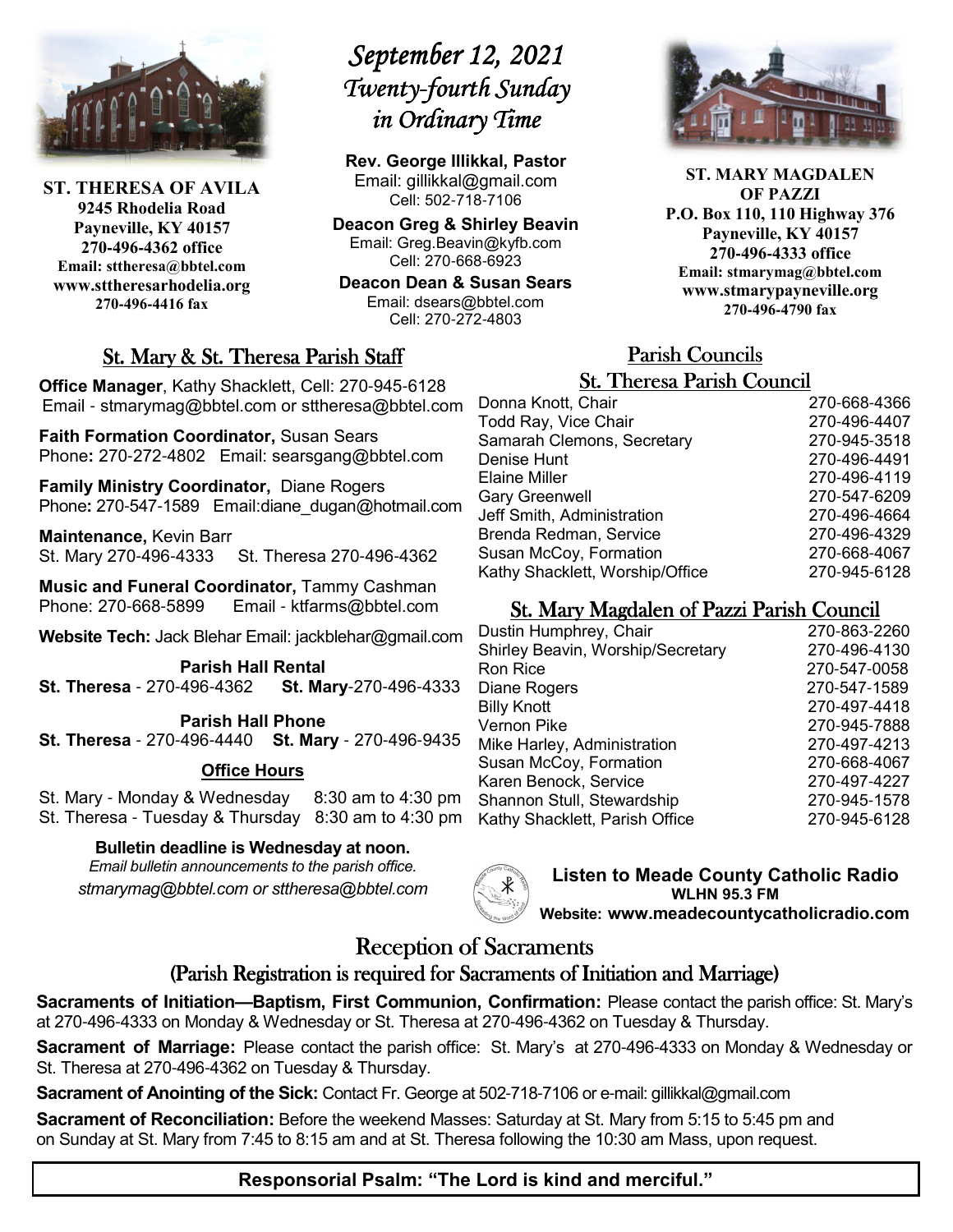**ST. THERESA OF AVILA**
**9245 Rhodelia Road**
**Payneville, KY 40157**
**270-496-4362 office**
**Email: sttheresa@bbtel.com**
**www.sttheresarhodelia.org**
**270-496-4416 fax**

# *September 12, 2021*
# *Twenty-fourth Sunday in Ordinary Time*

**Rev. George Illikkal, Pastor**
Email: gillikkal@gmail.com
Cell: 502-718-7106

**Deacon Greg & Shirley Beavin**
Email: Greg.Beavin@kyfb.com
Cell: 270-668-6923

**Deacon Dean & Susan Sears**
Email: dsears@bbtel.com
Cell: 270-272-4803

**ST. MARY MAGDALEN OF PAZZI**
**P.O. Box 110, 110 Highway 376**
**Payneville, KY 40157**
**270-496-4333 office**
**Email: stmarymag@bbtel.com**
**www.stmarypayneville.org**
**270-496-4790 fax**

## St. Mary & St. Theresa Parish Staff

**Office Manager**, Kathy Shacklett, Cell: 270-945-6128
Email - stmarymag@bbtel.com or sttheresa@bbtel.com

**Faith Formation Coordinator,** Susan Sears
Phone**:** 270-272-4802 Email: searsgang@bbtel.com

**Family Ministry Coordinator,** Diane Rogers
Phone**:** 270-547-1589 Email:diane_dugan@hotmail.com

**Maintenance,** Kevin Barr
St. Mary 270-496-4333 St. Theresa 270-496-4362

**Music and Funeral Coordinator,** Tammy Cashman
Phone: 270-668-5899 Email - ktfarms@bbtel.com

**Website Tech:** Jack Blehar Email: jackblehar@gmail.com

**Parish Hall Rental**
**St. Theresa** - 270-496-4362 **St. Mary**-270-496-4333

**Parish Hall Phone**
**St. Theresa** - 270-496-4440 **St. Mary** - 270-496-9435

**Office Hours**

St. Mary - Monday & Wednesday 8:30 am to 4:30 pm
St. Theresa - Tuesday & Thursday 8:30 am to 4:30 pm

**Bulletin deadline is Wednesday at noon.**
*Email bulletin announcements to the parish office.*
*stmarymag@bbtel.com or sttheresa@bbtel.com*

## Parish Councils

### St. Theresa Parish Council

| | |
|---|---|
| Donna Knott, Chair | 270-668-4366 |
| Todd Ray, Vice Chair | 270-496-4407 |
| Samarah Clemons, Secretary | 270-945-3518 |
| Denise Hunt | 270-496-4491 |
| Elaine Miller | 270-496-4119 |
| Gary Greenwell | 270-547-6209 |
| Jeff Smith, Administration | 270-496-4664 |
| Brenda Redman, Service | 270-496-4329 |
| Susan McCoy, Formation | 270-668-4067 |
| Kathy Shacklett, Worship/Office | 270-945-6128 |

### St. Mary Magdalen of Pazzi Parish Council

| | |
|---|---|
| Dustin Humphrey, Chair | 270-863-2260 |
| Shirley Beavin, Worship/Secretary | 270-496-4130 |
| Ron Rice | 270-547-0058 |
| Diane Rogers | 270-547-1589 |
| Billy Knott | 270-497-4418 |
| Vernon Pike | 270-945-7888 |
| Mike Harley, Administration | 270-497-4213 |
| Susan McCoy, Formation | 270-668-4067 |
| Karen Benock, Service | 270-497-4227 |
| Shannon Stull, Stewardship | 270-945-1578 |
| Kathy Shacklett, Parish Office | 270-945-6128 |

**Listen to Meade County Catholic Radio**
**WLHN 95.3 FM**
**Website: www.meadecountycatholicradio.com**

## Reception of Sacraments
### (Parish Registration is required for Sacraments of Initiation and Marriage)

**Sacraments of Initiation—Baptism, First Communion, Confirmation:** Please contact the parish office: St. Mary's at 270-496-4333 on Monday & Wednesday or St. Theresa at 270-496-4362 on Tuesday & Thursday.

**Sacrament of Marriage:** Please contact the parish office: St. Mary's at 270-496-4333 on Monday & Wednesday or St. Theresa at 270-496-4362 on Tuesday & Thursday.

**Sacrament of Anointing of the Sick:** Contact Fr. George at 502-718-7106 or e-mail: gillikkal@gmail.com

**Sacrament of Reconciliation:** Before the weekend Masses: Saturday at St. Mary from 5:15 to 5:45 pm and on Sunday at St. Mary from 7:45 to 8:15 am and at St. Theresa following the 10:30 am Mass, upon request.

**Responsorial Psalm: "The Lord is kind and merciful."**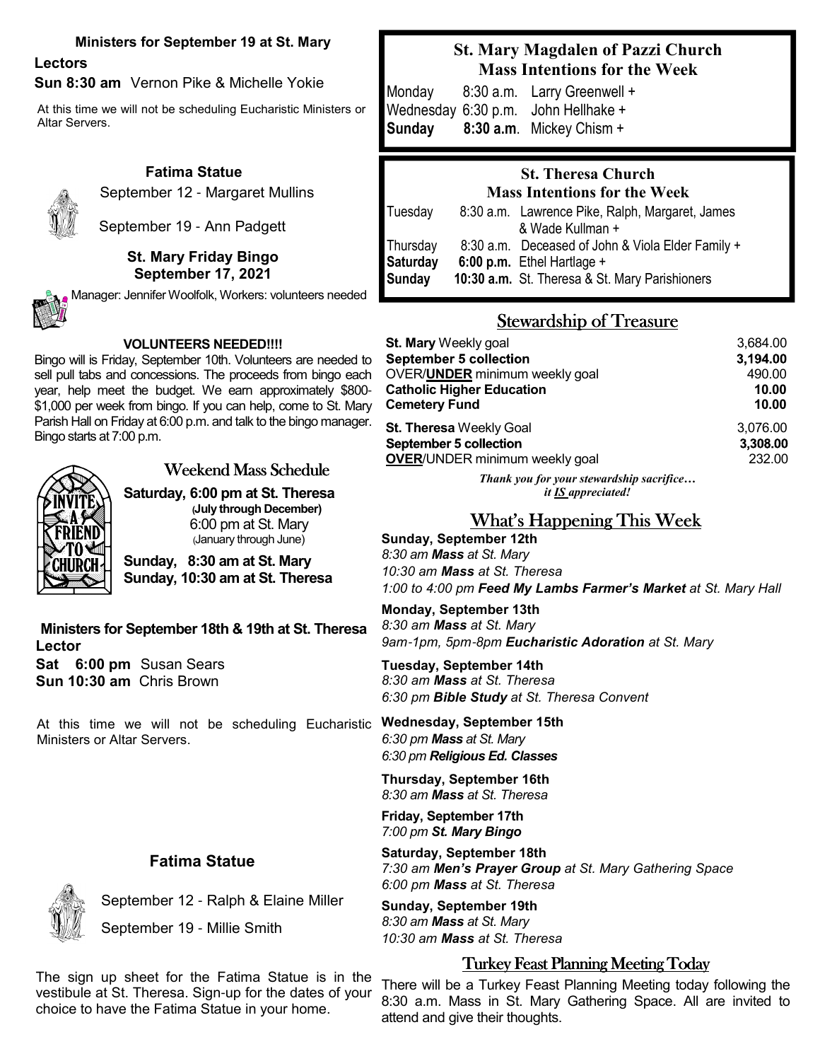**Ministers for September 19 at St. Mary**

**Lectors**

**Sun 8:30 am** Vernon Pike & Michelle Yokie

At this time we will not be scheduling Eucharistic Ministers or Altar Servers.

**Fatima Statue**

September 12 - Margaret Mullins

September 19 - Ann Padgett

**St. Mary Friday Bingo**
**September 17, 2021**

Manager: Jennifer Woolfolk, Workers: volunteers needed

**VOLUNTEERS NEEDED!!!!**

Bingo will is Friday, September 10th. Volunteers are needed to sell pull tabs and concessions. The proceeds from bingo each year, help meet the budget. We earn approximately $800-$1,000 per week from bingo. If you can help, come to St. Mary Parish Hall on Friday at 6:00 p.m. and talk to the bingo manager. Bingo starts at 7:00 p.m.

## Weekend Mass Schedule

**Saturday, 6:00 pm at St. Theresa**
**(July through December)**
6:00 pm at St. Mary
(January through June)

**Sunday, 8:30 am at St. Mary**
**Sunday, 10:30 am at St. Theresa**

**Ministers for September 18th & 19th at St. Theresa**

**Lector**

**Sat 6:00 pm** Susan Sears
**Sun 10:30 am** Chris Brown

At this time we will not be scheduling Eucharistic Ministers or Altar Servers.

**Fatima Statue**

September 12 - Ralph & Elaine Miller

September 19 - Millie Smith

The sign up sheet for the Fatima Statue is in the vestibule at St. Theresa. Sign-up for the dates of your choice to have the Fatima Statue in your home.

## St. Mary Magdalen of Pazzi Church Mass Intentions for the Week

Monday 8:30 a.m. Larry Greenwell +
Wednesday 6:30 p.m. John Hellhake +
**Sunday 8:30 a.m**. Mickey Chism +

## St. Theresa Church Mass Intentions for the Week

Tuesday 8:30 a.m. Lawrence Pike, Ralph, Margaret, James & Wade Kullman +
Thursday 8:30 a.m. Deceased of John & Viola Elder Family +
**Saturday 6:00 p.m.** Ethel Hartlage +
**Sunday 10:30 a.m.** St. Theresa & St. Mary Parishioners

## Stewardship of Treasure

| | |
|---|---|
| **St. Mary** Weekly goal | 3,684.00 |
| **September 5 collection** | **3,194.00** |
| OVER/**UNDER** minimum weekly goal | 490.00 |
| **Catholic Higher Education** | **10.00** |
| **Cemetery Fund** | **10.00** |
| **St. Theresa** Weekly Goal | 3,076.00 |
| **September 5 collection** | **3,308.00** |
| **OVER**/UNDER minimum weekly goal | 232.00 |

***Thank you for your stewardship sacrifice… it IS appreciated!***

## What's Happening This Week

**Sunday, September 12th**
*8:30 am **Mass** at St. Mary*
*10:30 am **Mass** at St. Theresa*
*1:00 to 4:00 pm **Feed My Lambs Farmer's Market** at St. Mary Hall*

**Monday, September 13th**
*8:30 am **Mass** at St. Mary*
*9am-1pm, 5pm-8pm **Eucharistic Adoration** at St. Mary*

**Tuesday, September 14th**
*8:30 am **Mass** at St. Theresa*
*6:30 pm **Bible Study** at St. Theresa Convent*

**Wednesday, September 15th**
*6:30 pm **Mass** at St. Mary*
*6:30 pm **Religious Ed. Classes***

**Thursday, September 16th**
*8:30 am **Mass** at St. Theresa*

**Friday, September 17th**
*7:00 pm **St. Mary Bingo***

**Saturday, September 18th**
*7:30 am **Men's Prayer Group** at St. Mary Gathering Space*
*6:00 pm **Mass** at St. Theresa*

**Sunday, September 19th**
*8:30 am **Mass** at St. Mary*
*10:30 am **Mass** at St. Theresa*

## Turkey Feast Planning Meeting Today

There will be a Turkey Feast Planning Meeting today following the 8:30 a.m. Mass in St. Mary Gathering Space. All are invited to attend and give their thoughts.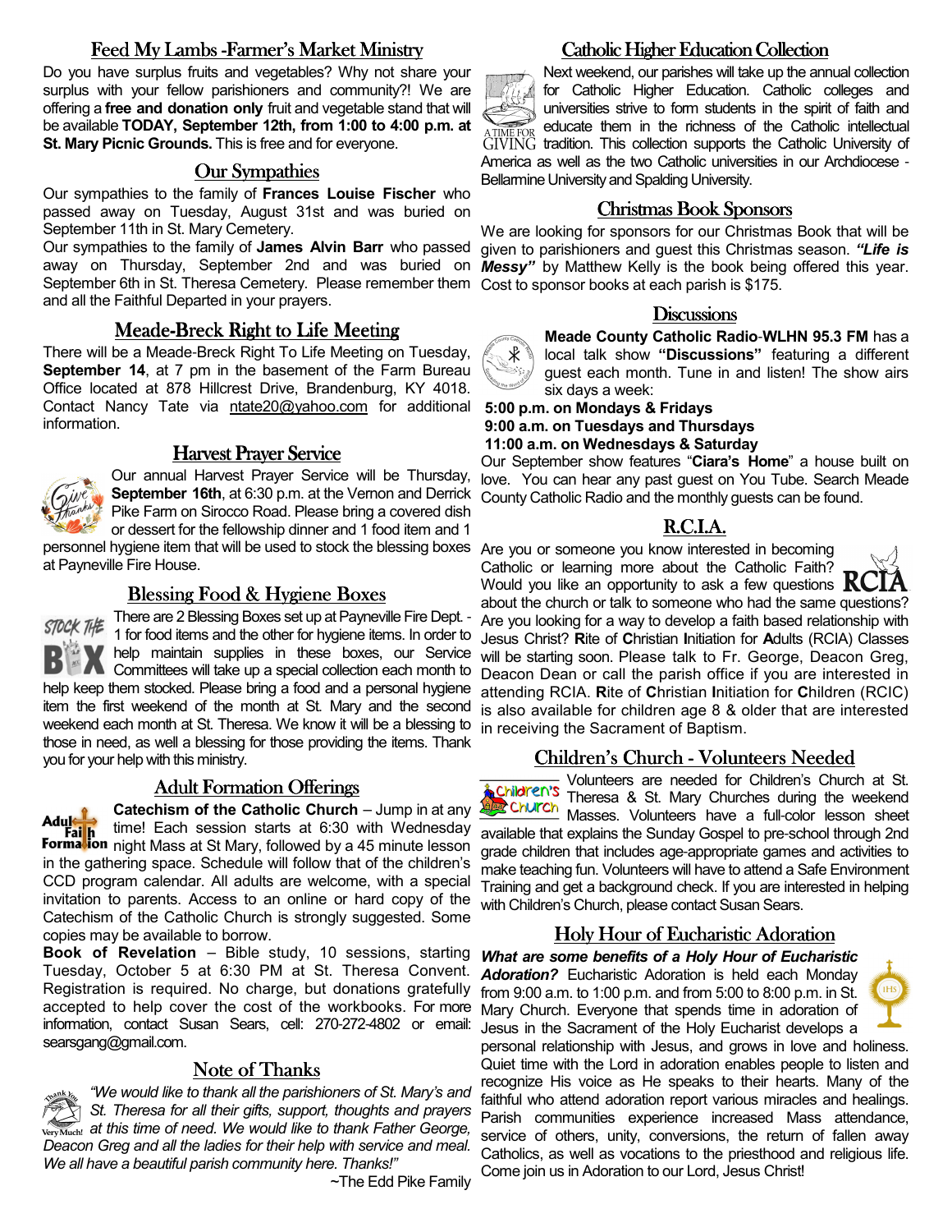## Feed My Lambs -Farmer's Market Ministry

Do you have surplus fruits and vegetables? Why not share your surplus with your fellow parishioners and community?! We are offering a **free and donation only** fruit and vegetable stand that will be available **TODAY, September 12th, from 1:00 to 4:00 p.m. at St. Mary Picnic Grounds.** This is free and for everyone.

## Our Sympathies

Our sympathies to the family of **Frances Louise Fischer** who passed away on Tuesday, August 31st and was buried on September 11th in St. Mary Cemetery.

Our sympathies to the family of **James Alvin Barr** who passed away on Thursday, September 2nd and was buried on September 6th in St. Theresa Cemetery. Please remember them and all the Faithful Departed in your prayers.

## Meade-Breck Right to Life Meeting

There will be a Meade-Breck Right To Life Meeting on Tuesday, **September 14**, at 7 pm in the basement of the Farm Bureau Office located at 878 Hillcrest Drive, Brandenburg, KY 4018. Contact Nancy Tate via ntate20@yahoo.com for additional information.

## Harvest Prayer Service

Our annual Harvest Prayer Service will be Thursday, **September 16th**, at 6:30 p.m. at the Vernon and Derrick Pike Farm on Sirocco Road. Please bring a covered dish or dessert for the fellowship dinner and 1 food item and 1 personnel hygiene item that will be used to stock the blessing boxes at Payneville Fire House.

## Blessing Food & Hygiene Boxes

There are 2 Blessing Boxes set up at Payneville Fire Dept. - 1 for food items and the other for hygiene items. In order to help maintain supplies in these boxes, our Service Committees will take up a special collection each month to help keep them stocked. Please bring a food and a personal hygiene item the first weekend of the month at St. Mary and the second weekend each month at St. Theresa. We know it will be a blessing to those in need, as well a blessing for those providing the items. Thank you for your help with this ministry.

## Adult Formation Offerings

**Catechism of the Catholic Church** – Jump in at any time! Each session starts at 6:30 with Wednesday night Mass at St Mary, followed by a 45 minute lesson in the gathering space. Schedule will follow that of the children's CCD program calendar. All adults are welcome, with a special invitation to parents. Access to an online or hard copy of the Catechism of the Catholic Church is strongly suggested. Some copies may be available to borrow.

**Book of Revelation** – Bible study, 10 sessions, starting Tuesday, October 5 at 6:30 PM at St. Theresa Convent. Registration is required. No charge, but donations gratefully accepted to help cover the cost of the workbooks. For more information, contact Susan Sears, cell: 270-272-4802 or email: searsgang@gmail.com.

## Note of Thanks

*"We would like to thank all the parishioners of St. Mary's and St. Theresa for all their gifts, support, thoughts and prayers at this time of need. We would like to thank Father George, Deacon Greg and all the ladies for their help with service and meal. We all have a beautiful parish community here. Thanks!"*

~The Edd Pike Family

## Catholic Higher Education Collection

Next weekend, our parishes will take up the annual collection for Catholic Higher Education. Catholic colleges and universities strive to form students in the spirit of faith and educate them in the richness of the Catholic intellectual tradition. This collection supports the Catholic University of America as well as the two Catholic universities in our Archdiocese - Bellarmine University and Spalding University.

## Christmas Book Sponsors

We are looking for sponsors for our Christmas Book that will be given to parishioners and guest this Christmas season. ***"Life is Messy"*** by Matthew Kelly is the book being offered this year. Cost to sponsor books at each parish is $175.

## Discussions

**Meade County Catholic Radio-WLHN 95.3 FM** has a local talk show **"Discussions"** featuring a different guest each month. Tune in and listen! The show airs six days a week:

**5:00 p.m. on Mondays & Fridays**
**9:00 a.m. on Tuesdays and Thursdays**
**11:00 a.m. on Wednesdays & Saturday**

Our September show features "**Ciara's Home**" a house built on love. You can hear any past guest on You Tube. Search Meade County Catholic Radio and the monthly guests can be found.

## R.C.I.A.

Are you or someone you know interested in becoming Catholic or learning more about the Catholic Faith? Would you like an opportunity to ask a few questions about the church or talk to someone who had the same questions? Are you looking for a way to develop a faith based relationship with Jesus Christ? **R**ite of **C**hristian **I**nitiation for **A**dults (RCIA) Classes will be starting soon. Please talk to Fr. George, Deacon Greg, Deacon Dean or call the parish office if you are interested in attending RCIA. **R**ite of **C**hristian **I**nitiation for **C**hildren (RCIC) is also available for children age 8 & older that are interested in receiving the Sacrament of Baptism.

## Children's Church - Volunteers Needed

Volunteers are needed for Children's Church at St. Theresa & St. Mary Churches during the weekend Masses. Volunteers have a full-color lesson sheet available that explains the Sunday Gospel to pre-school through 2nd grade children that includes age-appropriate games and activities to make teaching fun. Volunteers will have to attend a Safe Environment Training and get a background check. If you are interested in helping with Children's Church, please contact Susan Sears.

## Holy Hour of Eucharistic Adoration

***What are some benefits of a Holy Hour of Eucharistic Adoration?*** Eucharistic Adoration is held each Monday from 9:00 a.m. to 1:00 p.m. and from 5:00 to 8:00 p.m. in St. Mary Church. Everyone that spends time in adoration of Jesus in the Sacrament of the Holy Eucharist develops a personal relationship with Jesus, and grows in love and holiness. Quiet time with the Lord in adoration enables people to listen and recognize His voice as He speaks to their hearts. Many of the faithful who attend adoration report various miracles and healings. Parish communities experience increased Mass attendance, service of others, unity, conversions, the return of fallen away Catholics, as well as vocations to the priesthood and religious life. Come join us in Adoration to our Lord, Jesus Christ!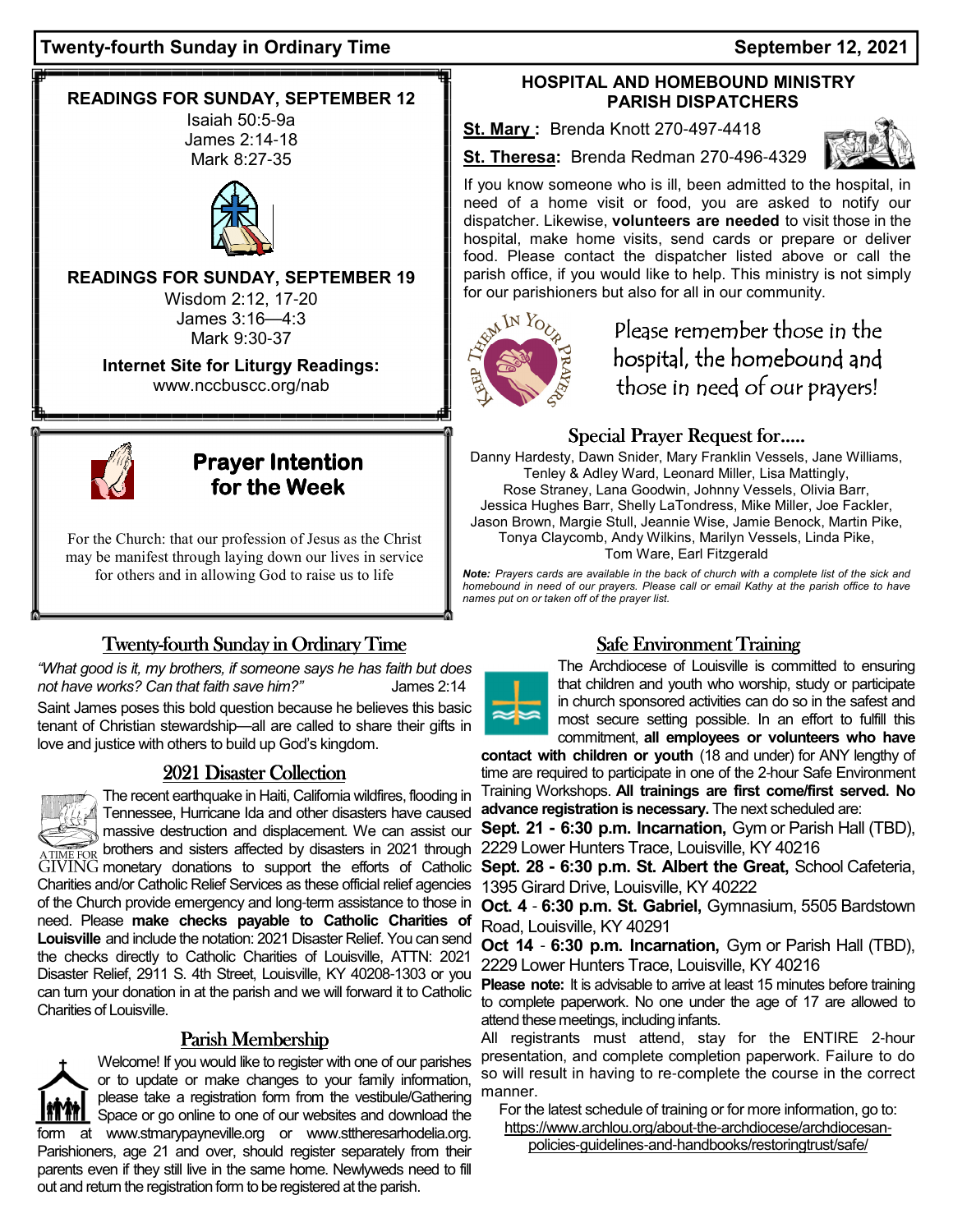Twenty-fourth Sunday in Ordinary Time — September 12, 2021

## READINGS FOR SUNDAY, SEPTEMBER 12

Isaiah 50:5-9a
James 2:14-18
Mark 8:27-35

## READINGS FOR SUNDAY, SEPTEMBER 19

Wisdom 2:12, 17-20
James 3:16—4:3
Mark 9:30-37

**Internet Site for Liturgy Readings:**
www.nccbuscc.org/nab

## Prayer Intention for the Week

For the Church: that our profession of Jesus as the Christ may be manifest through laying down our lives in service for others and in allowing God to raise us to life

## Twenty-fourth Sunday in Ordinary Time

*"What good is it, my brothers, if someone says he has faith but does not have works? Can that faith save him?"* James 2:14

Saint James poses this bold question because he believes this basic tenant of Christian stewardship—all are called to share their gifts in love and justice with others to build up God's kingdom.

## 2021 Disaster Collection

A TIME FOR GIVING

The recent earthquake in Haiti, California wildfires, flooding in Tennessee, Hurricane Ida and other disasters have caused massive destruction and displacement. We can assist our brothers and sisters affected by disasters in 2021 through monetary donations to support the efforts of Catholic Charities and/or Catholic Relief Services as these official relief agencies of the Church provide emergency and long-term assistance to those in need. Please **make checks payable to Catholic Charities of Louisville** and include the notation: 2021 Disaster Relief. You can send the checks directly to Catholic Charities of Louisville, ATTN: 2021 Disaster Relief, 2911 S. 4th Street, Louisville, KY 40208-1303 or you can turn your donation in at the parish and we will forward it to Catholic Charities of Louisville.

## Parish Membership

Welcome! If you would like to register with one of our parishes or to update or make changes to your family information, please take a registration form from the vestibule/Gathering Space or go online to one of our websites and download the form at www.stmarypayneville.org or www.sttheresarhodelia.org. Parishioners, age 21 and over, should register separately from their parents even if they still live in the same home. Newlyweds need to fill out and return the registration form to be registered at the parish.

## HOSPITAL AND HOMEBOUND MINISTRY PARISH DISPATCHERS

**St. Mary:** Brenda Knott 270-497-4418

**St. Theresa:** Brenda Redman 270-496-4329

If you know someone who is ill, been admitted to the hospital, in need of a home visit or food, you are asked to notify our dispatcher. Likewise, **volunteers are needed** to visit those in the hospital, make home visits, send cards or prepare or deliver food. Please contact the dispatcher listed above or call the parish office, if you would like to help. This ministry is not simply for our parishioners but also for all in our community.

KEEP THEM IN YOUR PRAYERS

Please remember those in the hospital, the homebound and those in need of our prayers!

## Special Prayer Request for.....

Danny Hardesty, Dawn Snider, Mary Franklin Vessels, Jane Williams, Tenley & Adley Ward, Leonard Miller, Lisa Mattingly, Rose Straney, Lana Goodwin, Johnny Vessels, Olivia Barr, Jessica Hughes Barr, Shelly LaTondress, Mike Miller, Joe Fackler, Jason Brown, Margie Stull, Jeannie Wise, Jamie Benock, Martin Pike, Tonya Claycomb, Andy Wilkins, Marilyn Vessels, Linda Pike, Tom Ware, Earl Fitzgerald

***Note:*** *Prayers cards are available in the back of church with a complete list of the sick and homebound in need of our prayers. Please call or email Kathy at the parish office to have names put on or taken off of the prayer list.*

## Safe Environment Training

The Archdiocese of Louisville is committed to ensuring that children and youth who worship, study or participate in church sponsored activities can do so in the safest and most secure setting possible. In an effort to fulfill this commitment, **all employees or volunteers who have contact with children or youth** (18 and under) for ANY lengthy of time are required to participate in one of the 2-hour Safe Environment Training Workshops. **All trainings are first come/first served. No advance registration is necessary.** The next scheduled are:

**Sept. 21 - 6:30 p.m. Incarnation,** Gym or Parish Hall (TBD), 2229 Lower Hunters Trace, Louisville, KY 40216

**Sept. 28 - 6:30 p.m. St. Albert the Great,** School Cafeteria, 1395 Girard Drive, Louisville, KY 40222

**Oct. 4 - 6:30 p.m. St. Gabriel,** Gymnasium, 5505 Bardstown Road, Louisville, KY 40291

**Oct 14 - 6:30 p.m. Incarnation,** Gym or Parish Hall (TBD), 2229 Lower Hunters Trace, Louisville, KY 40216

**Please note:** It is advisable to arrive at least 15 minutes before training to complete paperwork. No one under the age of 17 are allowed to attend these meetings, including infants.

All registrants must attend, stay for the ENTIRE 2-hour presentation, and complete completion paperwork. Failure to do so will result in having to re-complete the course in the correct manner.

For the latest schedule of training or for more information, go to: https://www.archlou.org/about-the-archdiocese/archdiocesan-policies-guidelines-and-handbooks/restoringtrust/safe/